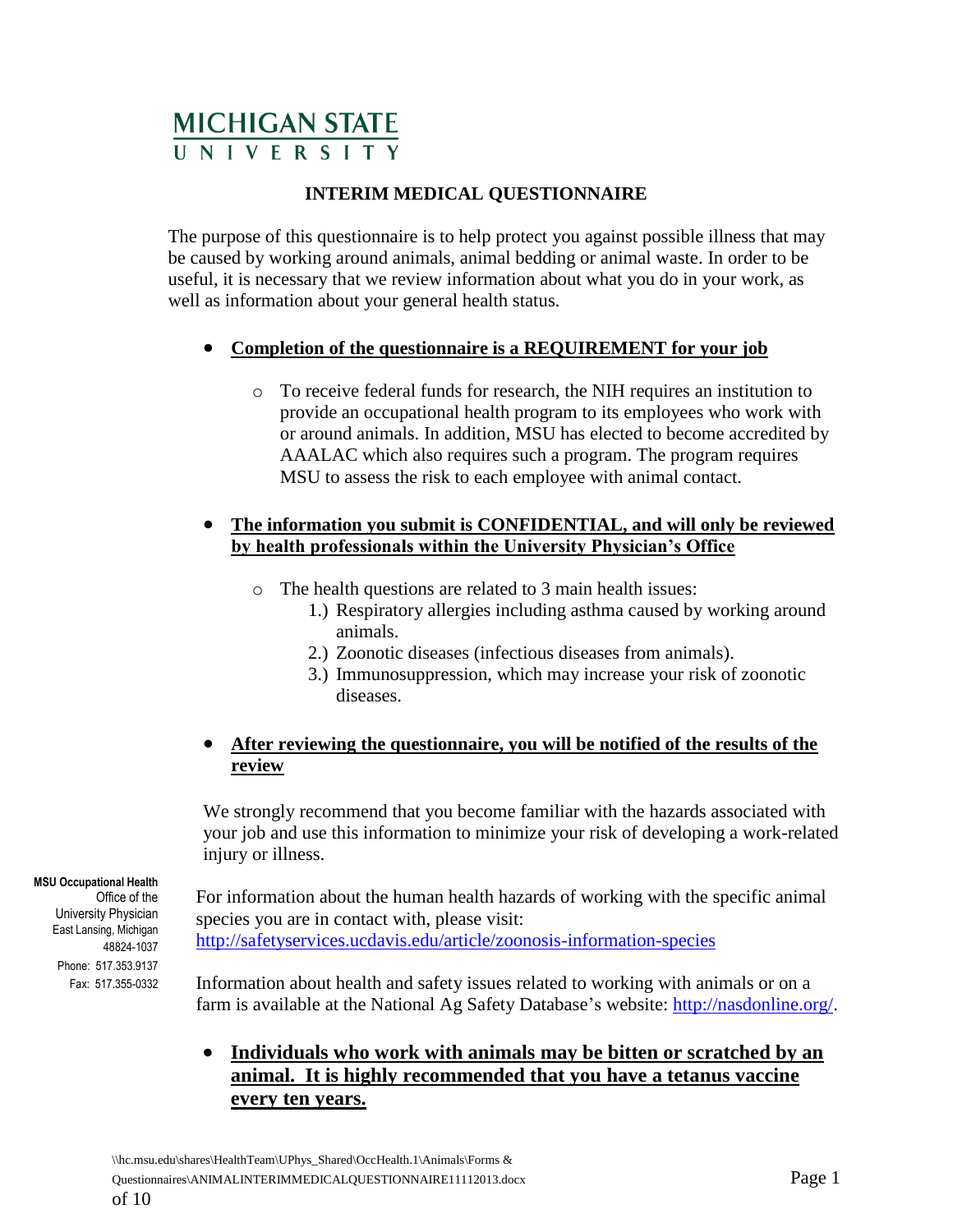# MICHIGAN STATE UNIVERSITY

## INTERIM MEDICAL QUESTIONNAIRE

The purpose of this questionnaire is to help protect you against possible illness that may be caused by working around animals, animal bedding or animal waste. In order to be useful, it is necessary that we review information about what you do in your work, as well as information about your general health status.

- **Completion of the questionnaire is a REQUIREMENT for your job**
  - To receive federal funds for research, the NIH requires an institution to provide an occupational health program to its employees who work with or around animals. In addition, MSU has elected to become accredited by AAALAC which also requires such a program. The program requires MSU to assess the risk to each employee with animal contact.

- **The information you submit is CONFIDENTIAL, and will only be reviewed by health professionals within the University Physician's Office**
  - The health questions are related to 3 main health issues:
    1.) Respiratory allergies including asthma caused by working around animals.
    2.) Zoonotic diseases (infectious diseases from animals).
    3.) Immunosuppression, which may increase your risk of zoonotic diseases.

- **After reviewing the questionnaire, you will be notified of the results of the review**

We strongly recommend that you become familiar with the hazards associated with your job and use this information to minimize your risk of developing a work-related injury or illness.

**MSU Occupational Health**
Office of the
University Physician
East Lansing, Michigan
48824-1037
Phone: 517.353.9137
Fax: 517.355-0332

For information about the human health hazards of working with the specific animal species you are in contact with, please visit: http://safetyservices.ucdavis.edu/article/zoonosis-information-species

Information about health and safety issues related to working with animals or on a farm is available at the National Ag Safety Database's website: http://nasdonline.org/.

- **Individuals who work with animals may be bitten or scratched by an animal. It is highly recommended that you have a tetanus vaccine every ten years.**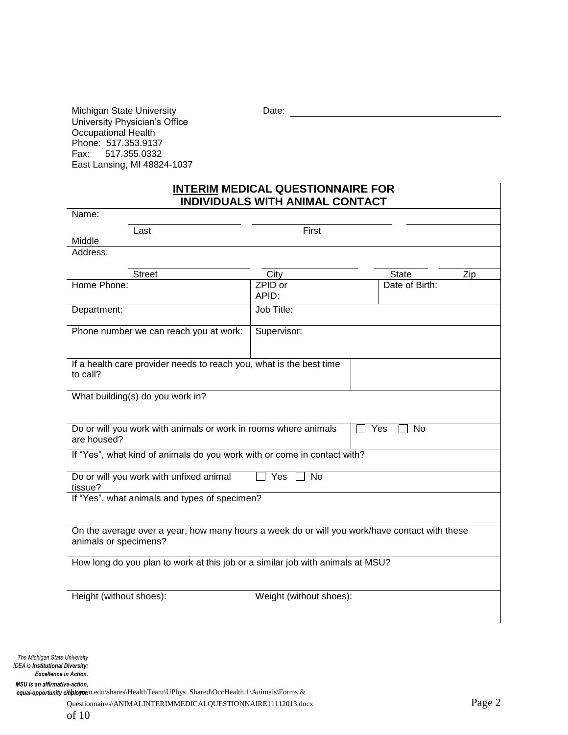Michigan State University
University Physician's Office
Occupational Health
Phone: 517.353.9137
Fax: 517.355.0332
East Lansing, MI 48824-1037

Date: ______________________________

## **<u>INTERIM</u> MEDICAL QUESTIONNAIRE FOR INDIVIDUALS WITH ANIMAL CONTACT**

Name:

| Last | First | Middle |
|---|---|---|
| | | |

Address:

| Street | City | State | Zip |
|---|---|---|---|
| | | | |

| | | |
|---|---|---|
| Home Phone: | ZPID or APID: | Date of Birth: |
| Department: | Job Title: | |
| Phone number we can reach you at work: | Supervisor: | |

| | |
|---|---|
| If a health care provider needs to reach you, what is the best time to call? | |

What building(s) do you work in?

| | |
|---|---|
| Do or will you work with animals or work in rooms where animals are housed? | ☐ Yes ☐ No |

If "Yes", what kind of animals do you work with or come in contact with?

Do or will you work with unfixed animal tissue? ☐ Yes ☐ No

If "Yes", what animals and types of specimen?

On the average over a year, how many hours a week do or will you work/have contact with these animals or specimens?

How long do you plan to work at this job or a similar job with animals at MSU?

| | |
|---|---|
| Height (without shoes): | Weight (without shoes): |

*The Michigan State University IDEA is* ***Institutional Diversity: Excellence in Action.***
***MSU is an affirmative-action, equal-opportunity employer.***

\\hc.msu.edu\shares\HealthTeam\UPhys_Shared\OccHealth.1\Animals\Forms & Questionnaires\ANIMALINTERIMMEDICALQUESTIONNAIRE11112013.docx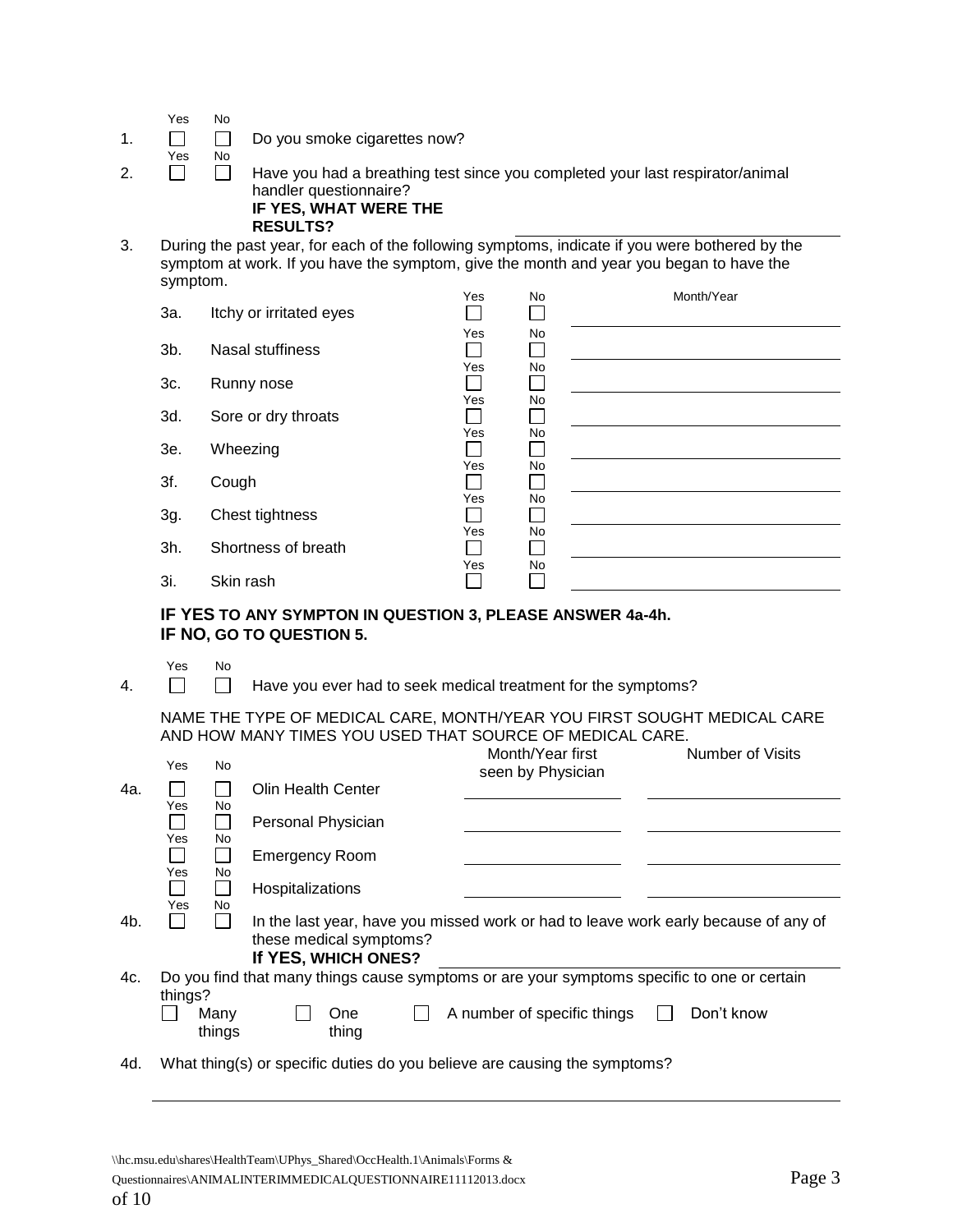| | Yes | No | |
|---|---|---|---|
| 1. | ☐ | ☐ | Do you smoke cigarettes now? |
| 2. | ☐ | ☐ | Have you had a breathing test since you completed your last respirator/animal handler questionnaire? **IF YES, WHAT WERE THE RESULTS?** ____________________ |

3. During the past year, for each of the following symptoms, indicate if you were bothered by the symptom at work. If you have the symptom, give the month and year you began to have the symptom.

| | Symptom | Yes | No | Month/Year |
|---|---|---|---|---|
| 3a. | Itchy or irritated eyes | ☐ | ☐ | ____________ |
| 3b. | Nasal stuffiness | ☐ | ☐ | ____________ |
| 3c. | Runny nose | ☐ | ☐ | ____________ |
| 3d. | Sore or dry throats | ☐ | ☐ | ____________ |
| 3e. | Wheezing | ☐ | ☐ | ____________ |
| 3f. | Cough | ☐ | ☐ | ____________ |
| 3g. | Chest tightness | ☐ | ☐ | ____________ |
| 3h. | Shortness of breath | ☐ | ☐ | ____________ |
| 3i. | Skin rash | ☐ | ☐ | ____________ |

**IF YES TO ANY SYMPTON IN QUESTION 3, PLEASE ANSWER 4a-4h.**
**IF NO, GO TO QUESTION 5.**

| | Yes | No | |
|---|---|---|---|
| 4. | ☐ | ☐ | Have you ever had to seek medical treatment for the symptoms? |

NAME THE TYPE OF MEDICAL CARE, MONTH/YEAR YOU FIRST SOUGHT MEDICAL CARE AND HOW MANY TIMES YOU USED THAT SOURCE OF MEDICAL CARE.

| | Yes | No | | Month/Year first seen by Physician | Number of Visits |
|---|---|---|---|---|---|
| 4a. | ☐ | ☐ | Olin Health Center | ____________ | ____________ |
| | ☐ | ☐ | Personal Physician | ____________ | ____________ |
| | ☐ | ☐ | Emergency Room | ____________ | ____________ |
| | ☐ | ☐ | Hospitalizations | ____________ | ____________ |

| | Yes | No | |
|---|---|---|---|
| 4b. | ☐ | ☐ | In the last year, have you missed work or had to leave work early because of any of these medical symptoms? **If YES, WHICH ONES?** ____________________ |

4c. Do you find that many things cause symptoms or are your symptoms specific to one or certain things?

☐ Many things ☐ One thing ☐ A number of specific things ☐ Don't know

4d. What thing(s) or specific duties do you believe are causing the symptoms?

____________________________________________________________

\\hc.msu.edu\shares\HealthTeam\UPhys_Shared\OccHealth.1\Animals\Forms & Questionnaires\ANIMALINTERIMMEDICALQUESTIONNAIRE11112013.docx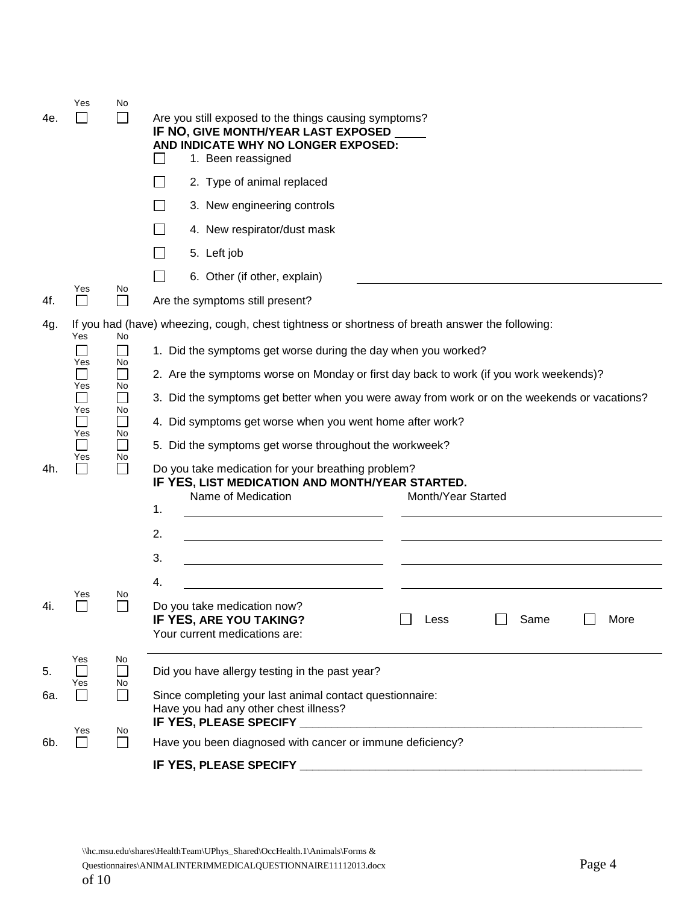4e. Yes ☐ No ☐ Are you still exposed to the things causing symptoms?
**IF NO, GIVE MONTH/YEAR LAST EXPOSED \_\_\_\_\_**
**AND INDICATE WHY NO LONGER EXPOSED:**

- ☐ 1. Been reassigned
- ☐ 2. Type of animal replaced
- ☐ 3. New engineering controls
- ☐ 4. New respirator/dust mask
- ☐ 5. Left job
- ☐ 6. Other (if other, explain) \_\_\_\_\_\_\_\_\_\_\_\_\_\_\_\_\_\_\_\_\_\_\_\_\_\_\_\_\_\_\_\_\_\_\_\_\_\_\_\_

4f. Yes ☐ No ☐ Are the symptoms still present?

4g. If you had (have) wheezing, cough, chest tightness or shortness of breath answer the following:

| Yes | No | |
|---|---|---|
| ☐ | ☐ | 1. Did the symptoms get worse during the day when you worked? |
| ☐ | ☐ | 2. Are the symptoms worse on Monday or first day back to work (if you work weekends)? |
| ☐ | ☐ | 3. Did the symptoms get better when you were away from work or on the weekends or vacations? |
| ☐ | ☐ | 4. Did symptoms get worse when you went home after work? |
| ☐ | ☐ | 5. Did the symptoms get worse throughout the workweek? |

4h. Yes ☐ No ☐ Do you take medication for your breathing problem?
**IF YES, LIST MEDICATION AND MONTH/YEAR STARTED.**

| | Name of Medication | Month/Year Started |
|---|---|---|
| 1. | | |
| 2. | | |
| 3. | | |
| 4. | | |

4i. Yes ☐ No ☐ Do you take medication now?
**IF YES, ARE YOU TAKING?** ☐ Less ☐ Same ☐ More
Your current medications are: \_\_\_\_\_\_\_\_\_\_\_\_\_\_\_\_\_\_\_\_\_\_\_\_\_\_\_\_\_\_\_\_\_\_\_\_\_\_\_\_

5. Yes ☐ No ☐ Did you have allergy testing in the past year?

6a. Yes ☐ No ☐ Since completing your last animal contact questionnaire:
Have you had any other chest illness?
**IF YES, PLEASE SPECIFY** \_\_\_\_\_\_\_\_\_\_\_\_\_\_\_\_\_\_\_\_\_\_\_\_\_\_\_\_\_\_\_\_\_\_\_\_\_\_\_\_

6b. Yes ☐ No ☐ Have you been diagnosed with cancer or immune deficiency?

**IF YES, PLEASE SPECIFY** \_\_\_\_\_\_\_\_\_\_\_\_\_\_\_\_\_\_\_\_\_\_\_\_\_\_\_\_\_\_\_\_\_\_\_\_\_\_\_\_

\\hc.msu.edu\shares\HealthTeam\UPhys_Shared\OccHealth.1\Animals\Forms & Questionnaires\ANIMALINTERIMMEDICALQUESTIONNAIRE11112013.docx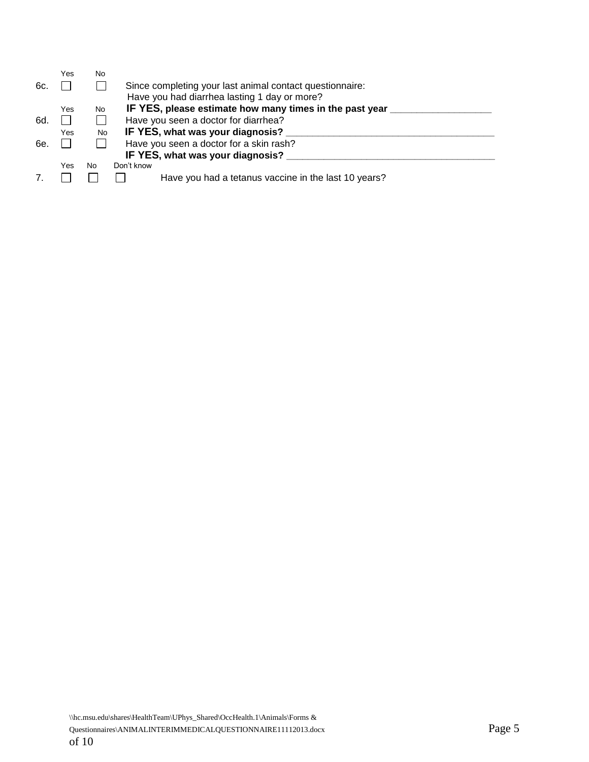| | Yes | No | |
|---|---|---|---|
| 6c. | ☐ | ☐ | Since completing your last animal contact questionnaire: Have you had diarrhea lasting 1 day or more? **IF YES, please estimate how many times in the past year** ___________________ |
| 6d. | ☐ | ☐ | Have you seen a doctor for diarrhea? **IF YES, what was your diagnosis?** _______________________________________ |
| 6e. | ☐ | ☐ | Have you seen a doctor for a skin rash? **IF YES, what was your diagnosis?** _______________________________________ |

| | Yes | No | Don't know | |
|---|---|---|---|---|
| 7. | ☐ | ☐ | ☐ | Have you had a tetanus vaccine in the last 10 years? |

\\hc.msu.edu\shares\HealthTeam\UPhys_Shared\OccHealth.1\Animals\Forms & Questionnaires\ANIMALINTERIMMEDICALQUESTIONNAIRE11112013.docx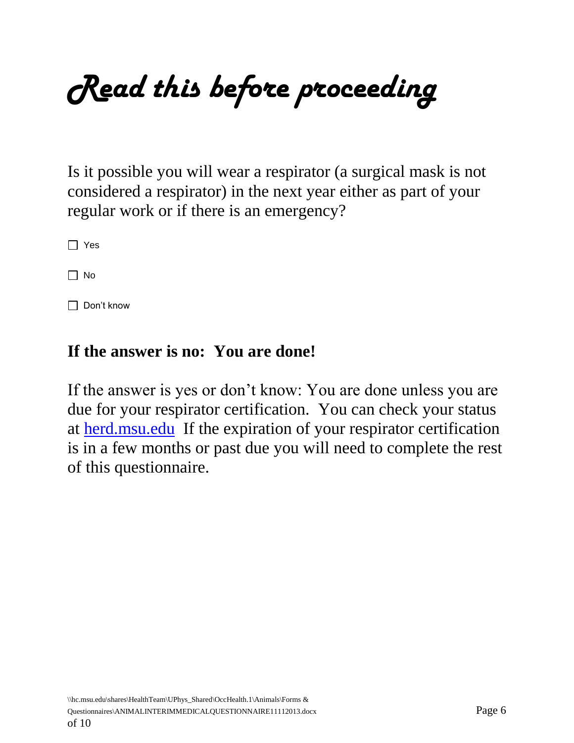# *Read this before proceeding*

Is it possible you will wear a respirator (a surgical mask is not considered a respirator) in the next year either as part of your regular work or if there is an emergency?

☐ Yes

☐ No

☐ Don't know

**If the answer is no: You are done!**

If the answer is yes or don't know: You are done unless you are due for your respirator certification. You can check your status at [herd.msu.edu](herd.msu.edu) If the expiration of your respirator certification is in a few months or past due you will need to complete the rest of this questionnaire.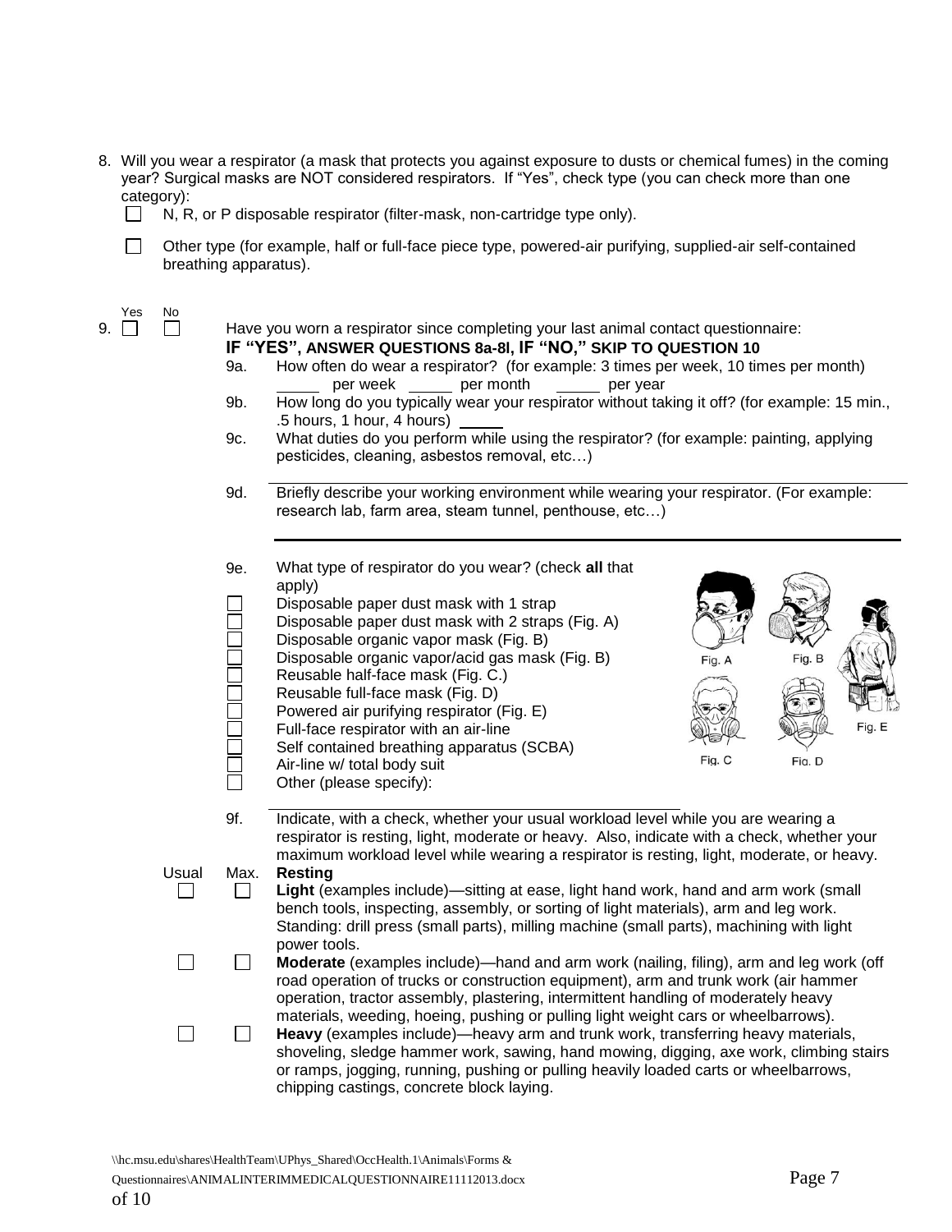8. Will you wear a respirator (a mask that protects you against exposure to dusts or chemical fumes) in the coming year? Surgical masks are NOT considered respirators. If "Yes", check type (you can check more than one category):
   - ☐ N, R, or P disposable respirator (filter-mask, non-cartridge type only).
   - ☐ Other type (for example, half or full-face piece type, powered-air purifying, supplied-air self-contained breathing apparatus).

| Yes | No | |
|---|---|---|
| 9. ☐ | ☐ | Have you worn a respirator since completing your last animal contact questionnaire: |

**IF "YES", ANSWER QUESTIONS 8a-8l, IF "NO," SKIP TO QUESTION 10**

9a. How often do wear a respirator? (for example: 3 times per week, 10 times per month)
_____ per week _____ per month _____ per year

9b. How long do you typically wear your respirator without taking it off? (for example: 15 min., .5 hours, 1 hour, 4 hours) _____

9c. What duties do you perform while using the respirator? (for example: painting, applying pesticides, cleaning, asbestos removal, etc…)

______________________________

9d. Briefly describe your working environment while wearing your respirator. (For example: research lab, farm area, steam tunnel, penthouse, etc…)

______________________________

9e. What type of respirator do you wear? (check **all** that apply)

- ☐ Disposable paper dust mask with 1 strap
- ☐ Disposable paper dust mask with 2 straps (Fig. A)
- ☐ Disposable organic vapor mask (Fig. B)
- ☐ Disposable organic vapor/acid gas mask (Fig. B)
- ☐ Reusable half-face mask (Fig. C.)
- ☐ Reusable full-face mask (Fig. D)
- ☐ Powered air purifying respirator (Fig. E)
- ☐ Full-face respirator with an air-line
- ☐ Self contained breathing apparatus (SCBA)
- ☐ Air-line w/ total body suit
- ☐ Other (please specify): ______________________________

Fig. A Fig. B Fig. C Fig. D Fig. E

9f. Indicate, with a check, whether your usual workload level while you are wearing a respirator is resting, light, moderate or heavy. Also, indicate with a check, whether your maximum workload level while wearing a respirator is resting, light, moderate, or heavy.

| Usual | Max. | |
|---|---|---|
| | | **Resting** |
| ☐ | ☐ | **Light** (examples include)—sitting at ease, light hand work, hand and arm work (small bench tools, inspecting, assembly, or sorting of light materials), arm and leg work. Standing: drill press (small parts), milling machine (small parts), machining with light power tools. |
| ☐ | ☐ | **Moderate** (examples include)—hand and arm work (nailing, filing), arm and leg work (off road operation of trucks or construction equipment), arm and trunk work (air hammer operation, tractor assembly, plastering, intermittent handling of moderately heavy materials, weeding, hoeing, pushing or pulling light weight cars or wheelbarrows). |
| ☐ | ☐ | **Heavy** (examples include)—heavy arm and trunk work, transferring heavy materials, shoveling, sledge hammer work, sawing, hand mowing, digging, axe work, climbing stairs or ramps, jogging, running, pushing or pulling heavily loaded carts or wheelbarrows, chipping castings, concrete block laying. |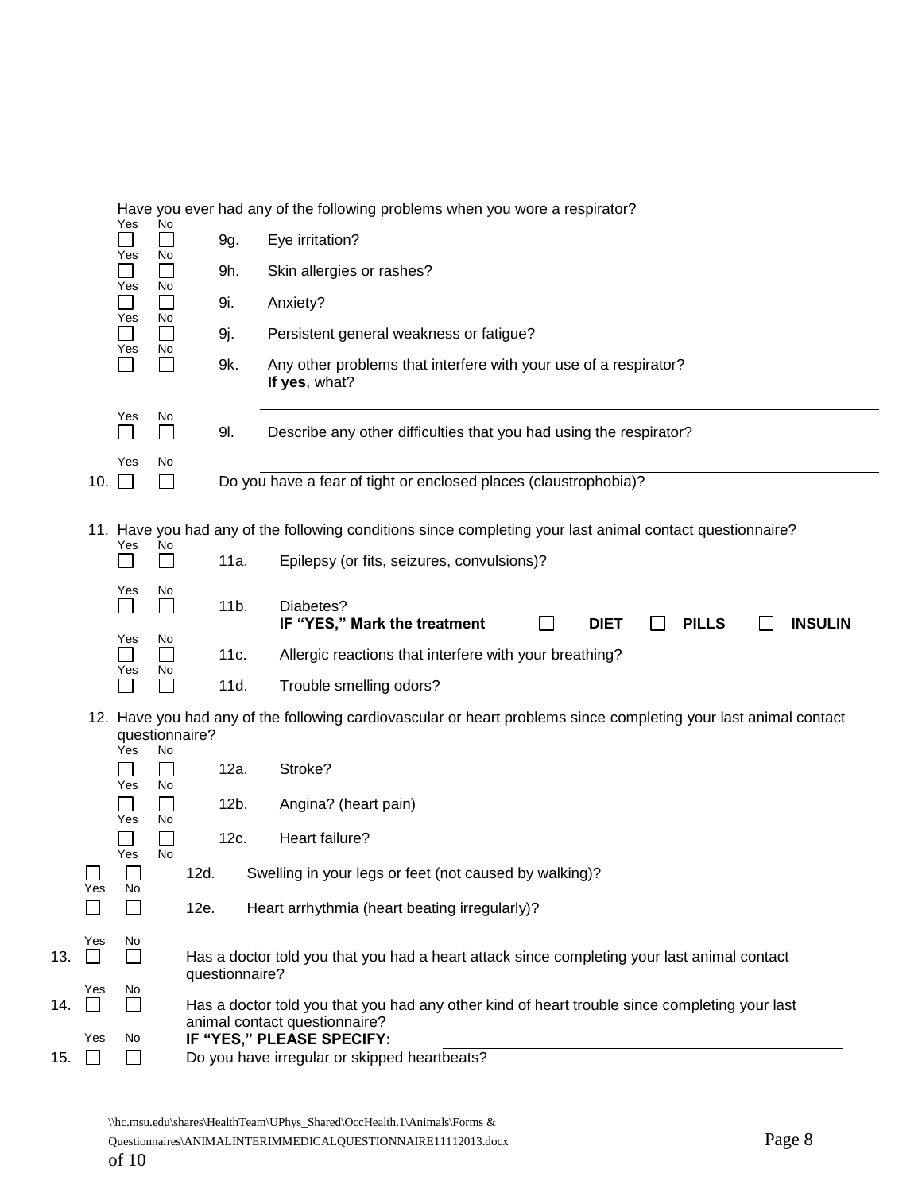Have you ever had any of the following problems when you wore a respirator?

| Yes | No | | |
|---|---|---|---|
| ☐ | ☐ | 9g. | Eye irritation? |
| ☐ | ☐ | 9h. | Skin allergies or rashes? |
| ☐ | ☐ | 9i. | Anxiety? |
| ☐ | ☐ | 9j. | Persistent general weakness or fatigue? |
| ☐ | ☐ | 9k. | Any other problems that interfere with your use of a respirator? **If yes**, what? ________________ |
| ☐ | ☐ | 9l. | Describe any other difficulties that you had using the respirator? ________________ |

10. Yes ☐ No ☐ Do you have a fear of tight or enclosed places (claustrophobia)?

11. Have you had any of the following conditions since completing your last animal contact questionnaire?

| Yes | No | | |
|---|---|---|---|
| ☐ | ☐ | 11a. | Epilepsy (or fits, seizures, convulsions)? |
| ☐ | ☐ | 11b. | Diabetes? **IF "YES," Mark the treatment** ☐ **DIET** ☐ **PILLS** ☐ **INSULIN** |
| ☐ | ☐ | 11c. | Allergic reactions that interfere with your breathing? |
| ☐ | ☐ | 11d. | Trouble smelling odors? |

12. Have you had any of the following cardiovascular or heart problems since completing your last animal contact questionnaire?

| Yes | No | | |
|---|---|---|---|
| ☐ | ☐ | 12a. | Stroke? |
| ☐ | ☐ | 12b. | Angina? (heart pain) |
| ☐ | ☐ | 12c. | Heart failure? |
| ☐ | ☐ | 12d. | Swelling in your legs or feet (not caused by walking)? |
| ☐ | ☐ | 12e. | Heart arrhythmia (heart beating irregularly)? |

13. Yes ☐ No ☐ Has a doctor told you that you had a heart attack since completing your last animal contact questionnaire?

14. Yes ☐ No ☐ Has a doctor told you that you had any other kind of heart trouble since completing your last animal contact questionnaire? **IF "YES," PLEASE SPECIFY:** ________________

15. Yes ☐ No ☐ Do you have irregular or skipped heartbeats?

\\hc.msu.edu\shares\HealthTeam\UPhys_Shared\OccHealth.1\Animals\Forms & Questionnaires\ANIMALINTERIMMEDICALQUESTIONNAIRE11112013.docx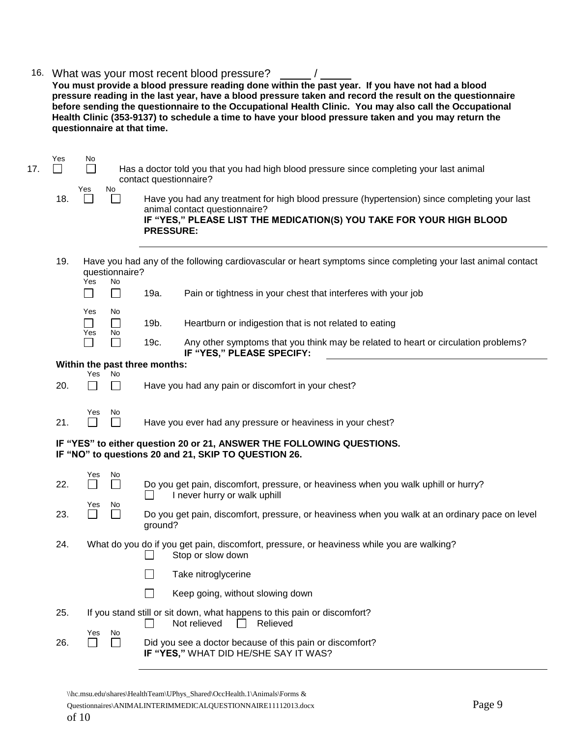16. What was your most recent blood pressure? _____ / _____

**You must provide a blood pressure reading done within the past year. If you have not had a blood pressure reading in the last year, have a blood pressure taken and record the result on the questionnaire before sending the questionnaire to the Occupational Health Clinic. You may also call the Occupational Health Clinic (353-9137) to schedule a time to have your blood pressure taken and you may return the questionnaire at that time.**

17. ☐ Yes ☐ No — Has a doctor told you that you had high blood pressure since completing your last animal contact questionnaire?

18. ☐ Yes ☐ No — Have you had any treatment for high blood pressure (hypertension) since completing your last animal contact questionnaire?
**IF "YES," PLEASE LIST THE MEDICATION(S) YOU TAKE FOR YOUR HIGH BLOOD PRESSURE:**

_______________________________________________

19. Have you had any of the following cardiovascular or heart symptoms since completing your last animal contact questionnaire?

- ☐ Yes ☐ No — 19a. Pain or tightness in your chest that interferes with your job
- ☐ Yes ☐ No — 19b. Heartburn or indigestion that is not related to eating
- ☐ Yes ☐ No — 19c. Any other symptoms that you think may be related to heart or circulation problems? **IF "YES," PLEASE SPECIFY:** _______________________

**Within the past three months:**

20. ☐ Yes ☐ No — Have you had any pain or discomfort in your chest?

21. ☐ Yes ☐ No — Have you ever had any pressure or heaviness in your chest?

**IF "YES" to either question 20 or 21, ANSWER THE FOLLOWING QUESTIONS.**
**IF "NO" to questions 20 and 21, SKIP TO QUESTION 26.**

22. ☐ Yes ☐ No — Do you get pain, discomfort, pressure, or heaviness when you walk uphill or hurry?
☐ I never hurry or walk uphill

23. ☐ Yes ☐ No — Do you get pain, discomfort, pressure, or heaviness when you walk at an ordinary pace on level ground?

24. What do you do if you get pain, discomfort, pressure, or heaviness while you are walking?
- ☐ Stop or slow down
- ☐ Take nitroglycerine
- ☐ Keep going, without slowing down

25. If you stand still or sit down, what happens to this pain or discomfort?
☐ Not relieved ☐ Relieved

26. ☐ Yes ☐ No — Did you see a doctor because of this pain or discomfort?
**IF "YES,"** WHAT DID HE/SHE SAY IT WAS?

_______________________________________________

\\hc.msu.edu\shares\HealthTeam\UPhys_Shared\OccHealth.1\Animals\Forms & Questionnaires\ANIMALINTERIMMEDICALQUESTIONNAIRE11112013.docx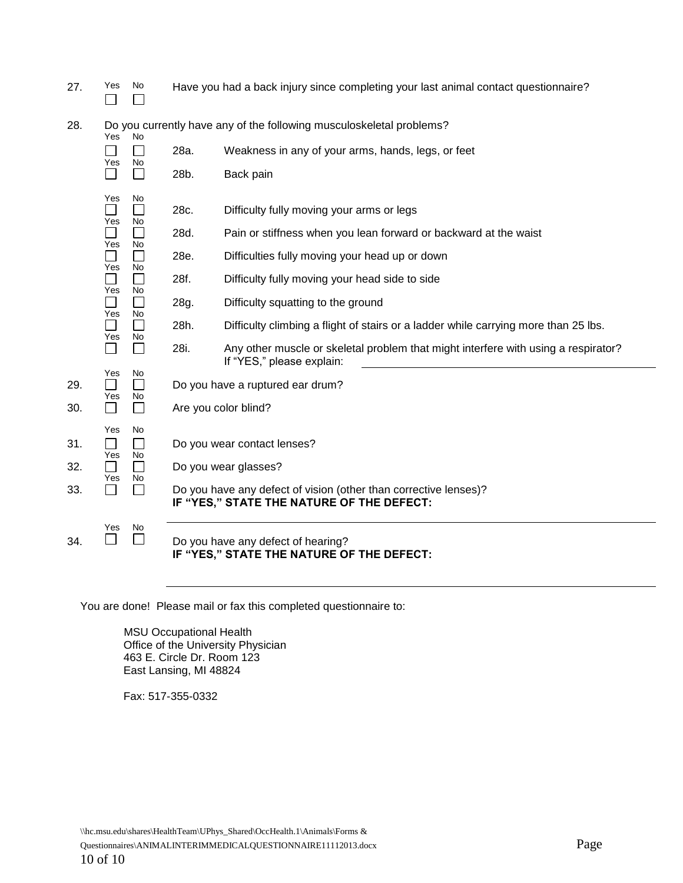27. Yes ☐ No ☐ Have you had a back injury since completing your last animal contact questionnaire?

28. Do you currently have any of the following musculoskeletal problems?

| Yes | No | | |
|---|---|---|---|
| ☐ | ☐ | 28a. | Weakness in any of your arms, hands, legs, or feet |
| ☐ | ☐ | 28b. | Back pain |
| ☐ | ☐ | 28c. | Difficulty fully moving your arms or legs |
| ☐ | ☐ | 28d. | Pain or stiffness when you lean forward or backward at the waist |
| ☐ | ☐ | 28e. | Difficulties fully moving your head up or down |
| ☐ | ☐ | 28f. | Difficulty fully moving your head side to side |
| ☐ | ☐ | 28g. | Difficulty squatting to the ground |
| ☐ | ☐ | 28h. | Difficulty climbing a flight of stairs or a ladder while carrying more than 25 lbs. |
| ☐ | ☐ | 28i. | Any other muscle or skeletal problem that might interfere with using a respirator? If "YES," please explain: ______________________ |

29. Yes ☐ No ☐ Do you have a ruptured ear drum?

30. Yes ☐ No ☐ Are you color blind?

31. Yes ☐ No ☐ Do you wear contact lenses?

32. Yes ☐ No ☐ Do you wear glasses?

33. Yes ☐ No ☐ Do you have any defect of vision (other than corrective lenses)?
**IF "YES," STATE THE NATURE OF THE DEFECT:**

______________________________________________

34. Yes ☐ No ☐ Do you have any defect of hearing?
**IF "YES," STATE THE NATURE OF THE DEFECT:**

______________________________________________

You are done! Please mail or fax this completed questionnaire to:

MSU Occupational Health
Office of the University Physician
463 E. Circle Dr. Room 123
East Lansing, MI 48824

Fax: 517-355-0332

\\hc.msu.edu\shares\HealthTeam\UPhys_Shared\OccHealth.1\Animals\Forms & Questionnaires\ANIMALINTERIMMEDICALQUESTIONNAIRE11112013.docx